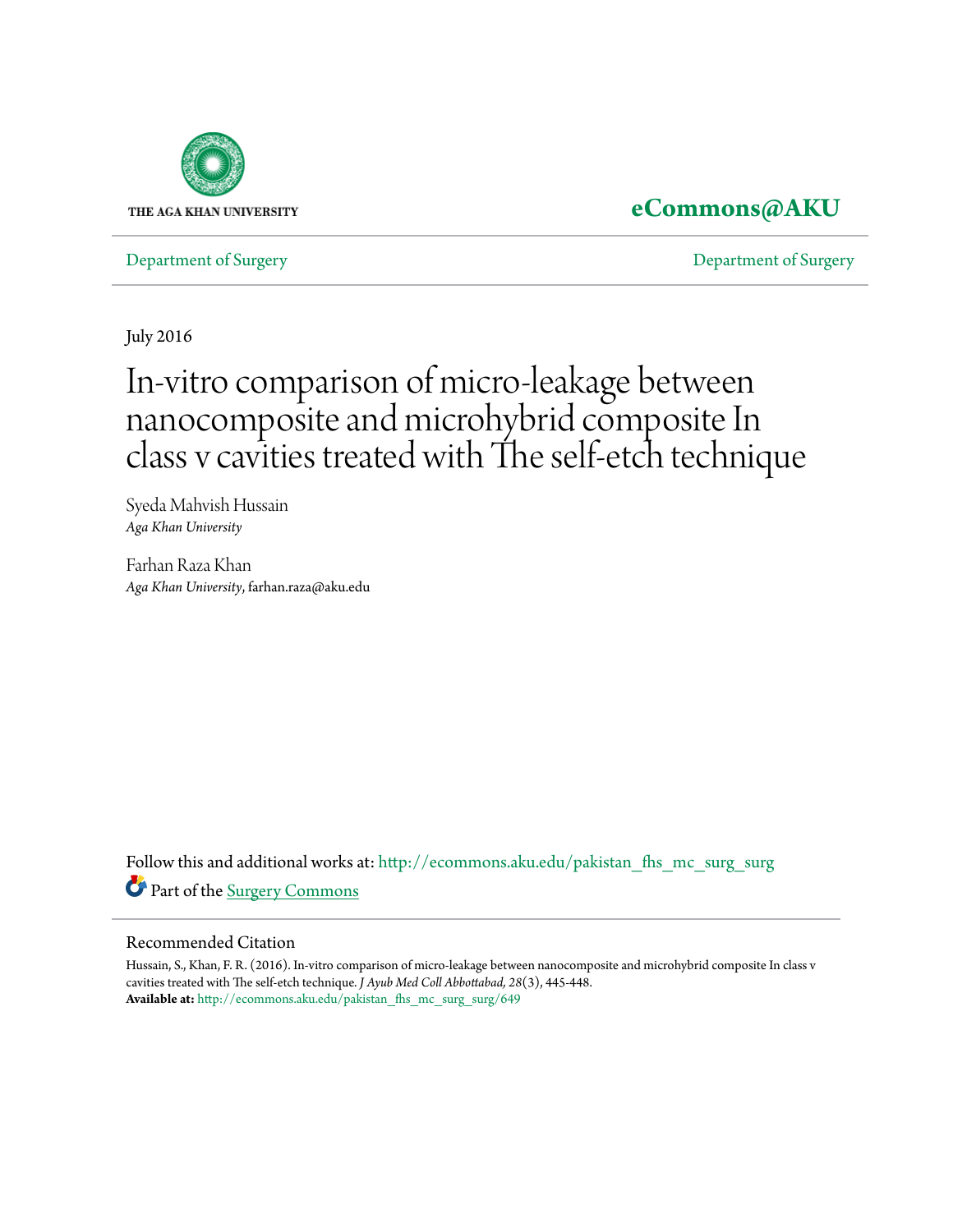THE AGA KHAN UNIVERSITY

**eCommons@AKU**

Department of Surgery | Department of Surgery

July 2016

# In-vitro comparison of micro-leakage between nanocomposite and microhybrid composite In class v cavities treated with The self-etch technique

Syeda Mahvish Hussain
*Aga Khan University*

Farhan Raza Khan
*Aga Khan University*, farhan.raza@aku.edu

Follow this and additional works at: http://ecommons.aku.edu/pakistan_fhs_mc_surg_surg

Part of the Surgery Commons

## Recommended Citation

Hussain, S., Khan, F. R. (2016). In-vitro comparison of micro-leakage between nanocomposite and microhybrid composite In class v cavities treated with The self-etch technique. *J Ayub Med Coll Abbottabad, 28*(3), 445-448.

**Available at:** http://ecommons.aku.edu/pakistan_fhs_mc_surg_surg/649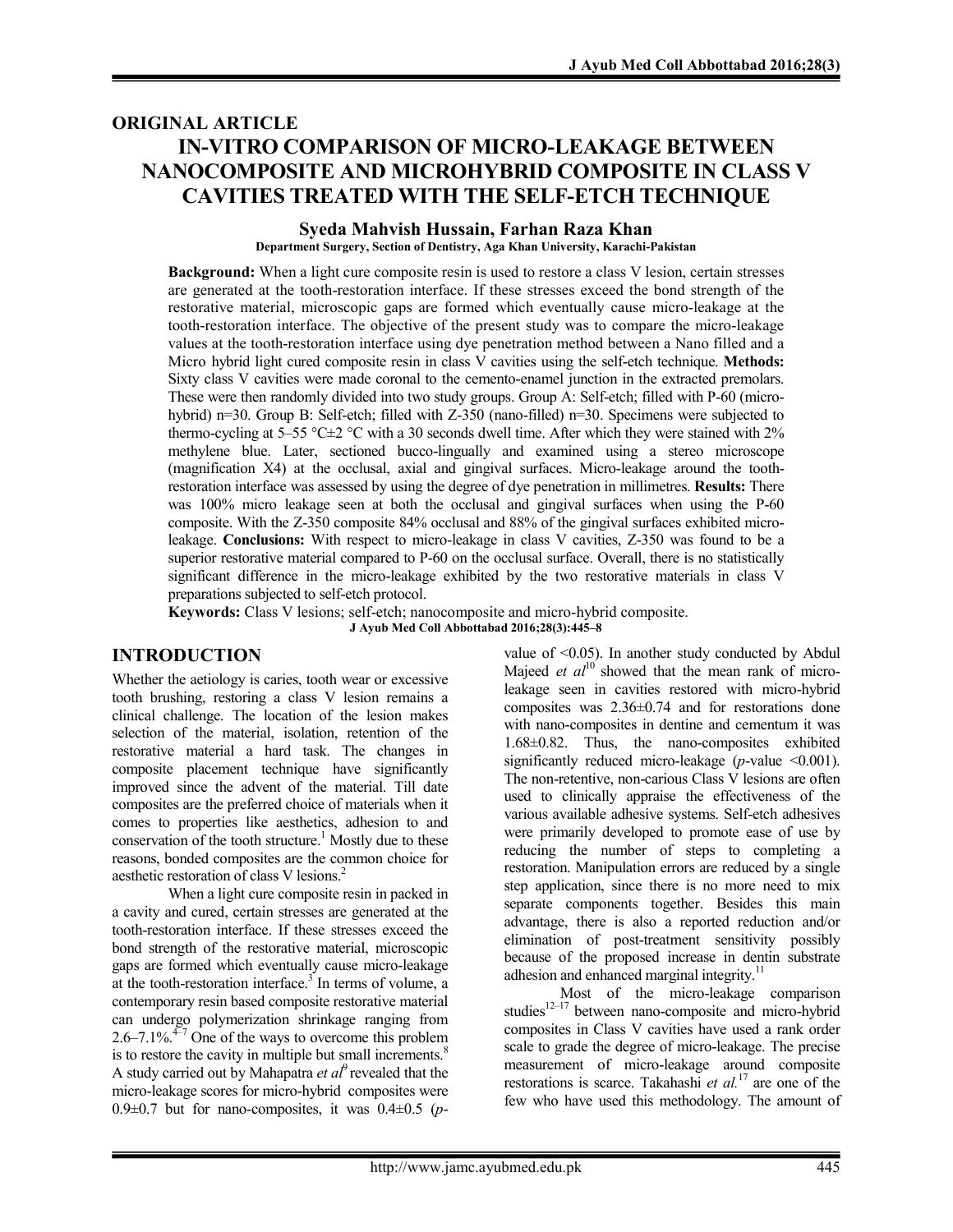## ORIGINAL ARTICLE

# IN-VITRO COMPARISON OF MICRO-LEAKAGE BETWEEN NANOCOMPOSITE AND MICROHYBRID COMPOSITE IN CLASS V CAVITIES TREATED WITH THE SELF-ETCH TECHNIQUE

**Syeda Mahvish Hussain, Farhan Raza Khan**

**Department Surgery, Section of Dentistry, Aga Khan University, Karachi-Pakistan**

**Background:** When a light cure composite resin is used to restore a class V lesion, certain stresses are generated at the tooth-restoration interface. If these stresses exceed the bond strength of the restorative material, microscopic gaps are formed which eventually cause micro-leakage at the tooth-restoration interface. The objective of the present study was to compare the micro-leakage values at the tooth-restoration interface using dye penetration method between a Nano filled and a Micro hybrid light cured composite resin in class V cavities using the self-etch technique. **Methods:** Sixty class V cavities were made coronal to the cemento-enamel junction in the extracted premolars. These were then randomly divided into two study groups. Group A: Self-etch; filled with P-60 (micro-hybrid) n=30. Group B: Self-etch; filled with Z-350 (nano-filled) n=30. Specimens were subjected to thermo-cycling at 5–55 °C±2 °C with a 30 seconds dwell time. After which they were stained with 2% methylene blue. Later, sectioned bucco-lingually and examined using a stereo microscope (magnification X4) at the occlusal, axial and gingival surfaces. Micro-leakage around the tooth-restoration interface was assessed by using the degree of dye penetration in millimetres. **Results:** There was 100% micro leakage seen at both the occlusal and gingival surfaces when using the P-60 composite. With the Z-350 composite 84% occlusal and 88% of the gingival surfaces exhibited micro-leakage. **Conclusions:** With respect to micro-leakage in class V cavities, Z-350 was found to be a superior restorative material compared to P-60 on the occlusal surface. Overall, there is no statistically significant difference in the micro-leakage exhibited by the two restorative materials in class V preparations subjected to self-etch protocol.

**Keywords:** Class V lesions; self-etch; nanocomposite and micro-hybrid composite.

J Ayub Med Coll Abbottabad 2016;28(3):445–8

## INTRODUCTION

Whether the aetiology is caries, tooth wear or excessive tooth brushing, restoring a class V lesion remains a clinical challenge. The location of the lesion makes selection of the material, isolation, retention of the restorative material a hard task. The changes in composite placement technique have significantly improved since the advent of the material. Till date composites are the preferred choice of materials when it comes to properties like aesthetics, adhesion to and conservation of the tooth structure.[1] Mostly due to these reasons, bonded composites are the common choice for aesthetic restoration of class V lesions.[2]

When a light cure composite resin in packed in a cavity and cured, certain stresses are generated at the tooth-restoration interface. If these stresses exceed the bond strength of the restorative material, microscopic gaps are formed which eventually cause micro-leakage at the tooth-restoration interface.[3] In terms of volume, a contemporary resin based composite restorative material can undergo polymerization shrinkage ranging from 2.6–7.1%.[4–7] One of the ways to overcome this problem is to restore the cavity in multiple but small increments.[8] A study carried out by Mahapatra *et al*[9] revealed that the micro-leakage scores for micro-hybrid composites were 0.9±0.7 but for nano-composites, it was 0.4±0.5 ($p$-value of <0.05). In another study conducted by Abdul Majeed *et al*[10] showed that the mean rank of micro-leakage seen in cavities restored with micro-hybrid composites was 2.36±0.74 and for restorations done with nano-composites in dentine and cementum it was 1.68±0.82. Thus, the nano-composites exhibited significantly reduced micro-leakage ($p$-value <0.001). The non-retentive, non-carious Class V lesions are often used to clinically appraise the effectiveness of the various available adhesive systems. Self-etch adhesives were primarily developed to promote ease of use by reducing the number of steps to completing a restoration. Manipulation errors are reduced by a single step application, since there is no more need to mix separate components together. Besides this main advantage, there is also a reported reduction and/or elimination of post-treatment sensitivity possibly because of the proposed increase in dentin substrate adhesion and enhanced marginal integrity.[11]

Most of the micro-leakage comparison studies[12–17] between nano-composite and micro-hybrid composites in Class V cavities have used a rank order scale to grade the degree of micro-leakage. The precise measurement of micro-leakage around composite restorations is scarce. Takahashi *et al.*[17] are one of the few who have used this methodology. The amount of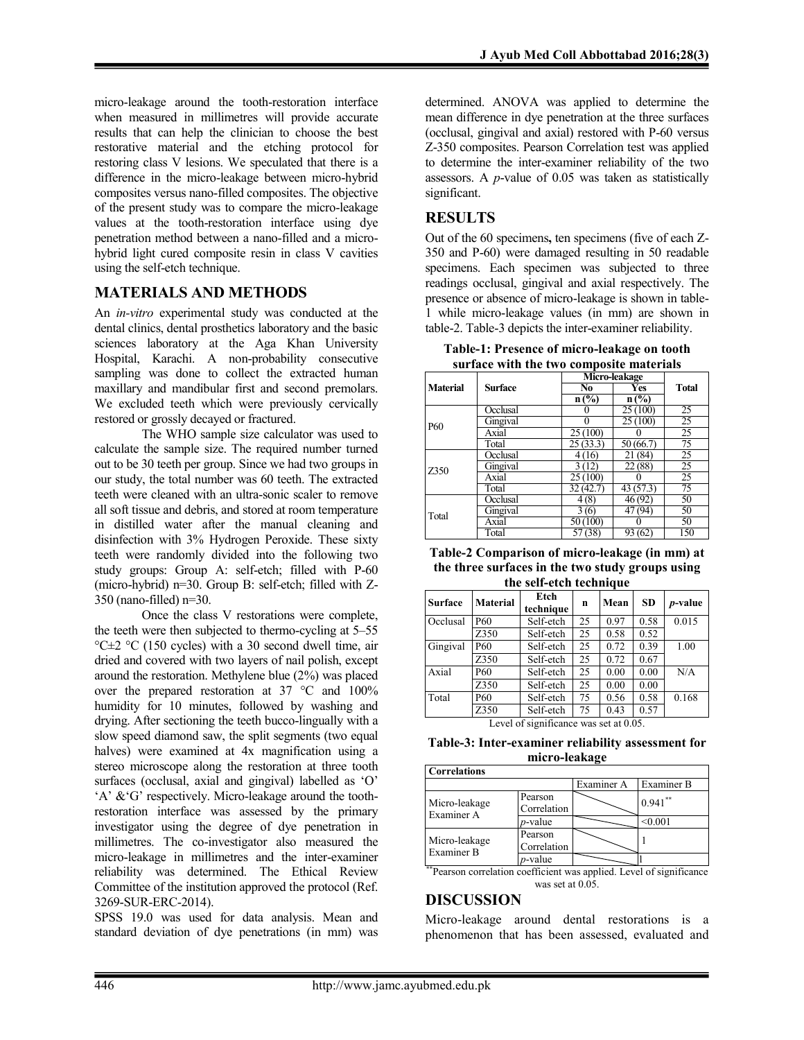micro-leakage around the tooth-restoration interface when measured in millimetres will provide accurate results that can help the clinician to choose the best restorative material and the etching protocol for restoring class V lesions. We speculated that there is a difference in the micro-leakage between micro-hybrid composites versus nano-filled composites. The objective of the present study was to compare the micro-leakage values at the tooth-restoration interface using dye penetration method between a nano-filled and a micro-hybrid light cured composite resin in class V cavities using the self-etch technique.

## MATERIALS AND METHODS

An *in-vitro* experimental study was conducted at the dental clinics, dental prosthetics laboratory and the basic sciences laboratory at the Aga Khan University Hospital, Karachi. A non-probability consecutive sampling was done to collect the extracted human maxillary and mandibular first and second premolars. We excluded teeth which were previously cervically restored or grossly decayed or fractured.

The WHO sample size calculator was used to calculate the sample size. The required number turned out to be 30 teeth per group. Since we had two groups in our study, the total number was 60 teeth. The extracted teeth were cleaned with an ultra-sonic scaler to remove all soft tissue and debris, and stored at room temperature in distilled water after the manual cleaning and disinfection with 3% Hydrogen Peroxide. These sixty teeth were randomly divided into the following two study groups: Group A: self-etch; filled with P-60 (micro-hybrid) n=30. Group B: self-etch; filled with Z-350 (nano-filled) n=30.

Once the class V restorations were complete, the teeth were then subjected to thermo-cycling at 5–55 °C±2 °C (150 cycles) with a 30 second dwell time, air dried and covered with two layers of nail polish, except around the restoration. Methylene blue (2%) was placed over the prepared restoration at 37 °C and 100% humidity for 10 minutes, followed by washing and drying. After sectioning the teeth bucco-lingually with a slow speed diamond saw, the split segments (two equal halves) were examined at 4x magnification using a stereo microscope along the restoration at three tooth surfaces (occlusal, axial and gingival) labelled as 'O' 'A' &'G' respectively. Micro-leakage around the tooth-restoration interface was assessed by the primary investigator using the degree of dye penetration in millimetres. The co-investigator also measured the micro-leakage in millimetres and the inter-examiner reliability was determined. The Ethical Review Committee of the institution approved the protocol (Ref. 3269-SUR-ERC-2014).

SPSS 19.0 was used for data analysis. Mean and standard deviation of dye penetrations (in mm) was determined. ANOVA was applied to determine the mean difference in dye penetration at the three surfaces (occlusal, gingival and axial) restored with P-60 versus Z-350 composites. Pearson Correlation test was applied to determine the inter-examiner reliability of the two assessors. A *p*-value of 0.05 was taken as statistically significant.

## RESULTS

Out of the 60 specimens**,** ten specimens (five of each Z-350 and P-60) were damaged resulting in 50 readable specimens. Each specimen was subjected to three readings occlusal, gingival and axial respectively. The presence or absence of micro-leakage is shown in table-1 while micro-leakage values (in mm) are shown in table-2. Table-3 depicts the inter-examiner reliability.

**Table-1: Presence of micro-leakage on tooth surface with the two composite materials**

| Material | Surface | Micro-leakage | | Total |
|---|---|---|---|---|
| | | No | Yes | |
| | | n (%) | n (%) | |
| P60 | Occlusal | 0 | 25 (100) | 25 |
| | Gingival | 0 | 25 (100) | 25 |
| | Axial | 25 (100) | 0 | 25 |
| | Total | 25 (33.3) | 50 (66.7) | 75 |
| Z350 | Occlusal | 4 (16) | 21 (84) | 25 |
| | Gingival | 3 (12) | 22 (88) | 25 |
| | Axial | 25 (100) | 0 | 25 |
| | Total | 32 (42.7) | 43 (57.3) | 75 |
| Total | Occlusal | 4 (8) | 46 (92) | 50 |
| | Gingival | 3 (6) | 47 (94) | 50 |
| | Axial | 50 (100) | 0 | 50 |
| | Total | 57 (38) | 93 (62) | 150 |

**Table-2 Comparison of micro-leakage (in mm) at the three surfaces in the two study groups using the self-etch technique**

| Surface | Material | Etch technique | n | Mean | SD | *p*-value |
|---|---|---|---|---|---|---|
| Occlusal | P60 | Self-etch | 25 | 0.97 | 0.58 | 0.015 |
| | Z350 | Self-etch | 25 | 0.58 | 0.52 | |
| Gingival | P60 | Self-etch | 25 | 0.72 | 0.39 | 1.00 |
| | Z350 | Self-etch | 25 | 0.72 | 0.67 | |
| Axial | P60 | Self-etch | 25 | 0.00 | 0.00 | N/A |
| | Z350 | Self-etch | 25 | 0.00 | 0.00 | |
| Total | P60 | Self-etch | 75 | 0.56 | 0.58 | 0.168 |
| | Z350 | Self-etch | 75 | 0.43 | 0.57 | |

Level of significance was set at 0.05.

**Table-3: Inter-examiner reliability assessment for micro-leakage**

| Correlations | | | |
|---|---|---|---|
| | | Examiner A | Examiner B |
| Micro-leakage Examiner A | Pearson Correlation | | 0.941** |
| | *p*-value | | <0.001 |
| Micro-leakage Examiner B | Pearson Correlation | | 1 |
| | *p*-value | | 1 |

**Pearson correlation coefficient was applied. Level of significance was set at 0.05.

## DISCUSSION

Micro-leakage around dental restorations is a phenomenon that has been assessed, evaluated and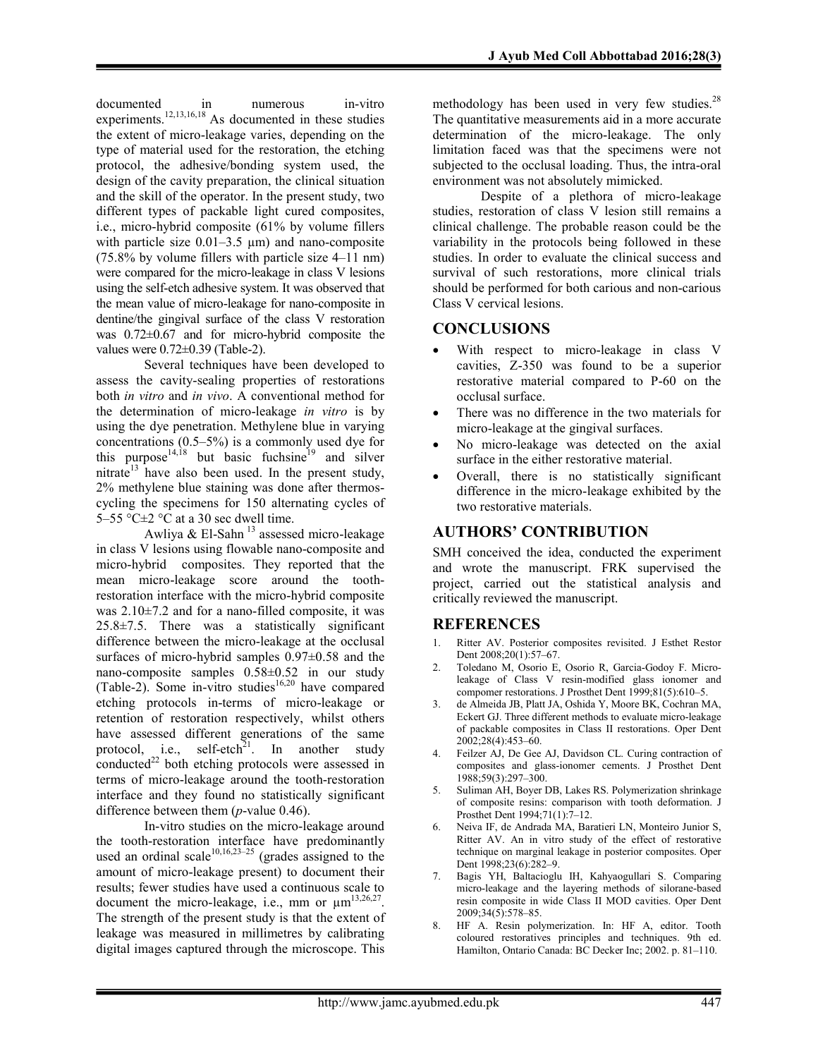documented in numerous in-vitro experiments.[12,13,16,18] As documented in these studies the extent of micro-leakage varies, depending on the type of material used for the restoration, the etching protocol, the adhesive/bonding system used, the design of the cavity preparation, the clinical situation and the skill of the operator. In the present study, two different types of packable light cured composites, i.e., micro-hybrid composite (61% by volume fillers with particle size 0.01–3.5 µm) and nano-composite (75.8% by volume fillers with particle size 4–11 nm) were compared for the micro-leakage in class V lesions using the self-etch adhesive system. It was observed that the mean value of micro-leakage for nano-composite in dentine/the gingival surface of the class V restoration was 0.72±0.67 and for micro-hybrid composite the values were 0.72±0.39 (Table-2).

Several techniques have been developed to assess the cavity-sealing properties of restorations both *in vitro* and *in vivo*. A conventional method for the determination of micro-leakage *in vitro* is by using the dye penetration. Methylene blue in varying concentrations (0.5–5%) is a commonly used dye for this purpose[14,18] but basic fuchsine[19] and silver nitrate[13] have also been used. In the present study, 2% methylene blue staining was done after thermos-cycling the specimens for 150 alternating cycles of 5–55 °C±2 °C at a 30 sec dwell time.

Awliya & El-Sahn [13] assessed micro-leakage in class V lesions using flowable nano-composite and micro-hybrid composites. They reported that the mean micro-leakage score around the tooth-restoration interface with the micro-hybrid composite was 2.10±7.2 and for a nano-filled composite, it was 25.8±7.5. There was a statistically significant difference between the micro-leakage at the occlusal surfaces of micro-hybrid samples 0.97±0.58 and the nano-composite samples 0.58±0.52 in our study (Table-2). Some in-vitro studies[16,20] have compared etching protocols in-terms of micro-leakage or retention of restoration respectively, whilst others have assessed different generations of the same protocol, i.e., self-etch[21]. In another study conducted[22] both etching protocols were assessed in terms of micro-leakage around the tooth-restoration interface and they found no statistically significant difference between them (*p*-value 0.46).

In-vitro studies on the micro-leakage around the tooth-restoration interface have predominantly used an ordinal scale[10,16,23–25] (grades assigned to the amount of micro-leakage present) to document their results; fewer studies have used a continuous scale to document the micro-leakage, i.e., mm or µm[13,26,27]. The strength of the present study is that the extent of leakage was measured in millimetres by calibrating digital images captured through the microscope. This methodology has been used in very few studies.[28] The quantitative measurements aid in a more accurate determination of the micro-leakage. The only limitation faced was that the specimens were not subjected to the occlusal loading. Thus, the intra-oral environment was not absolutely mimicked.

Despite of a plethora of micro-leakage studies, restoration of class V lesion still remains a clinical challenge. The probable reason could be the variability in the protocols being followed in these studies. In order to evaluate the clinical success and survival of such restorations, more clinical trials should be performed for both carious and non-carious Class V cervical lesions.

## CONCLUSIONS

- With respect to micro-leakage in class V cavities, Z-350 was found to be a superior restorative material compared to P-60 on the occlusal surface.
- There was no difference in the two materials for micro-leakage at the gingival surfaces.
- No micro-leakage was detected on the axial surface in the either restorative material.
- Overall, there is no statistically significant difference in the micro-leakage exhibited by the two restorative materials.

## AUTHORS' CONTRIBUTION

SMH conceived the idea, conducted the experiment and wrote the manuscript. FRK supervised the project, carried out the statistical analysis and critically reviewed the manuscript.

## REFERENCES

1. Ritter AV. Posterior composites revisited. J Esthet Restor Dent 2008;20(1):57–67.
2. Toledano M, Osorio E, Osorio R, Garcia-Godoy F. Micro-leakage of Class V resin-modified glass ionomer and compomer restorations. J Prosthet Dent 1999;81(5):610–5.
3. de Almeida JB, Platt JA, Oshida Y, Moore BK, Cochran MA, Eckert GJ. Three different methods to evaluate micro-leakage of packable composites in Class II restorations. Oper Dent 2002;28(4):453–60.
4. Feilzer AJ, De Gee AJ, Davidson CL. Curing contraction of composites and glass-ionomer cements. J Prosthet Dent 1988;59(3):297–300.
5. Suliman AH, Boyer DB, Lakes RS. Polymerization shrinkage of composite resins: comparison with tooth deformation. J Prosthet Dent 1994;71(1):7–12.
6. Neiva IF, de Andrada MA, Baratieri LN, Monteiro Junior S, Ritter AV. An in vitro study of the effect of restorative technique on marginal leakage in posterior composites. Oper Dent 1998;23(6):282–9.
7. Bagis YH, Baltacioglu IH, Kahyaogullari S. Comparing micro-leakage and the layering methods of silorane-based resin composite in wide Class II MOD cavities. Oper Dent 2009;34(5):578–85.
8. HF A. Resin polymerization. In: HF A, editor. Tooth coloured restoratives principles and techniques. 9th ed. Hamilton, Ontario Canada: BC Decker Inc; 2002. p. 81–110.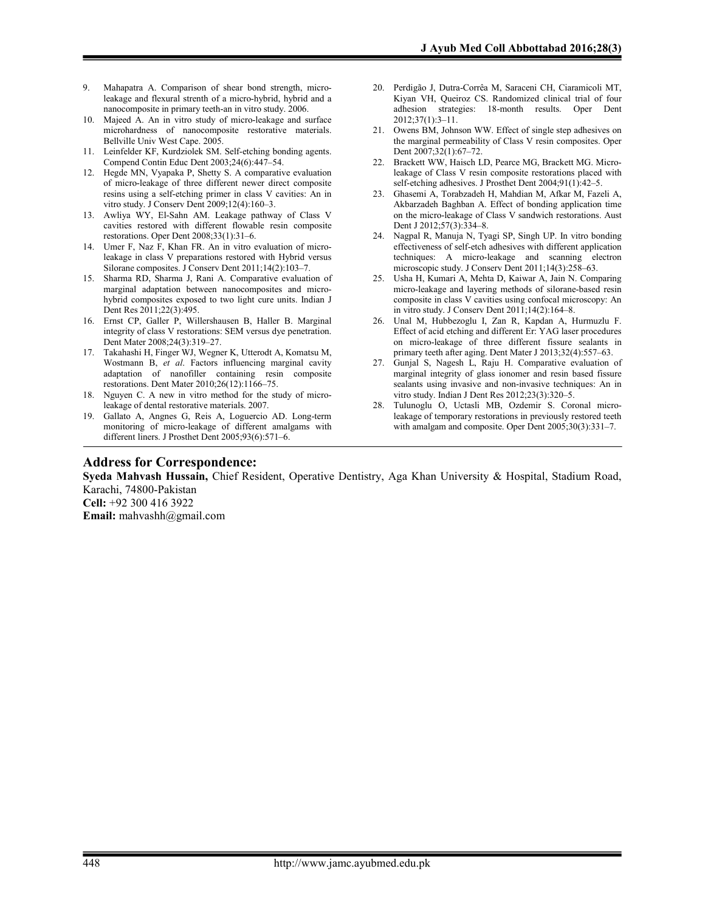9. Mahapatra A. Comparison of shear bond strength, micro-leakage and flexural strenth of a micro-hybrid, hybrid and a nanocomposite in primary teeth-an in vitro study. 2006.
10. Majeed A. An in vitro study of micro-leakage and surface microhardness of nanocomposite restorative materials. Bellville Univ West Cape. 2005.
11. Leinfelder KF, Kurdziolek SM. Self-etching bonding agents. Compend Contin Educ Dent 2003;24(6):447–54.
12. Hegde MN, Vyapaka P, Shetty S. A comparative evaluation of micro-leakage of three different newer direct composite resins using a self-etching primer in class V cavities: An in vitro study. J Conserv Dent 2009;12(4):160–3.
13. Awliya WY, El-Sahn AM. Leakage pathway of Class V cavities restored with different flowable resin composite restorations. Oper Dent 2008;33(1):31–6.
14. Umer F, Naz F, Khan FR. An in vitro evaluation of micro-leakage in class V preparations restored with Hybrid versus Silorane composites. J Conserv Dent 2011;14(2):103–7.
15. Sharma RD, Sharma J, Rani A. Comparative evaluation of marginal adaptation between nanocomposites and micro-hybrid composites exposed to two light cure units. Indian J Dent Res 2011;22(3):495.
16. Ernst CP, Galler P, Willershausen B, Haller B. Marginal integrity of class V restorations: SEM versus dye penetration. Dent Mater 2008;24(3):319–27.
17. Takahashi H, Finger WJ, Wegner K, Utterodt A, Komatsu M, Wostmann B, *et al*. Factors influencing marginal cavity adaptation of nanofiller containing resin composite restorations. Dent Mater 2010;26(12):1166–75.
18. Nguyen C. A new in vitro method for the study of micro-leakage of dental restorative materials. 2007.
19. Gallato A, Angnes G, Reis A, Loguercio AD. Long-term monitoring of micro-leakage of different amalgams with different liners. J Prosthet Dent 2005;93(6):571–6.
20. Perdigão J, Dutra-Corrêa M, Saraceni CH, Ciaramicoli MT, Kiyan VH, Queiroz CS. Randomized clinical trial of four adhesion strategies: 18-month results. Oper Dent 2012;37(1):3–11.
21. Owens BM, Johnson WW. Effect of single step adhesives on the marginal permeability of Class V resin composites. Oper Dent 2007;32(1):67–72.
22. Brackett WW, Haisch LD, Pearce MG, Brackett MG. Micro-leakage of Class V resin composite restorations placed with self-etching adhesives. J Prosthet Dent 2004;91(1):42–5.
23. Ghasemi A, Torabzadeh H, Mahdian M, Afkar M, Fazeli A, Akbarzadeh Baghban A. Effect of bonding application time on the micro-leakage of Class V sandwich restorations. Aust Dent J 2012;57(3):334–8.
24. Nagpal R, Manuja N, Tyagi SP, Singh UP. In vitro bonding effectiveness of self-etch adhesives with different application techniques: A micro-leakage and scanning electron microscopic study. J Conserv Dent 2011;14(3):258–63.
25. Usha H, Kumari A, Mehta D, Kaiwar A, Jain N. Comparing micro-leakage and layering methods of silorane-based resin composite in class V cavities using confocal microscopy: An in vitro study. J Conserv Dent 2011;14(2):164–8.
26. Unal M, Hubbezoglu I, Zan R, Kapdan A, Hurmuzlu F. Effect of acid etching and different Er: YAG laser procedures on micro-leakage of three different fissure sealants in primary teeth after aging. Dent Mater J 2013;32(4):557–63.
27. Gunjal S, Nagesh L, Raju H. Comparative evaluation of marginal integrity of glass ionomer and resin based fissure sealants using invasive and non-invasive techniques: An in vitro study. Indian J Dent Res 2012;23(3):320–5.
28. Tulunoglu O, Uctasli MB, Ozdemir S. Coronal micro-leakage of temporary restorations in previously restored teeth with amalgam and composite. Oper Dent 2005;30(3):331–7.

## Address for Correspondence:

**Syeda Mahvash Hussain,** Chief Resident, Operative Dentistry, Aga Khan University & Hospital, Stadium Road, Karachi, 74800-Pakistan
**Cell:** +92 300 416 3922
**Email:** mahvashh@gmail.com